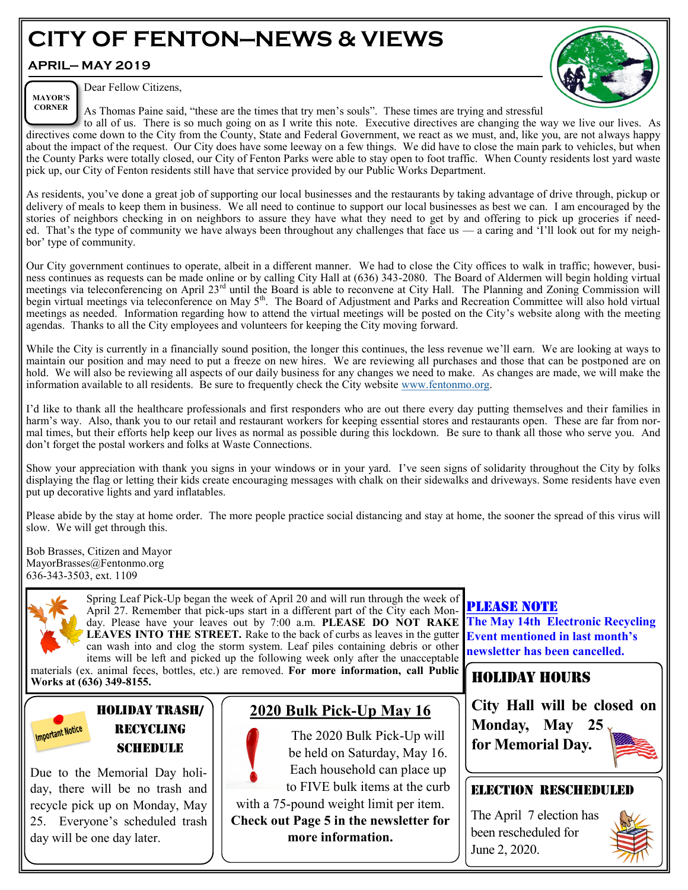# CITY OF FENTON—NEWS & VIEWS

## APRIL— MAY 2019

**MAYOR'S CORNER**

Dear Fellow Citizens,

As Thomas Paine said, "these are the times that try men's souls". These times are trying and stressful to all of us. There is so much going on as I write this note. Executive directives are changing the way we live our lives. As directives come down to the City from the County, State and Federal Government, we react as we must, and, like you, are not always happy about the impact of the request. Our City does have some leeway on a few things. We did have to close the main park to vehicles, but when the County Parks were totally closed, our City of Fenton Parks were able to stay open to foot traffic. When County residents lost yard waste pick up, our City of Fenton residents still have that service provided by our Public Works Department.

As residents, you've done a great job of supporting our local businesses and the restaurants by taking advantage of drive through, pickup or delivery of meals to keep them in business. We all need to continue to support our local businesses as best we can. I am encouraged by the stories of neighbors checking in on neighbors to assure they have what they need to get by and offering to pick up groceries if needed. That's the type of community we have always been throughout any challenges that face us — a caring and 'I'll look out for my neighbor' type of community.

Our City government continues to operate, albeit in a different manner. We had to close the City offices to walk in traffic; however, business continues as requests can be made online or by calling City Hall at (636) 343-2080. The Board of Aldermen will begin holding virtual meetings via teleconferencing on April 23rd until the Board is able to reconvene at City Hall. The Planning and Zoning Commission will begin virtual meetings via teleconference on May 5th. The Board of Adjustment and Parks and Recreation Committee will also hold virtual meetings as needed. Information regarding how to attend the virtual meetings will be posted on the City's website along with the meeting agendas. Thanks to all the City employees and volunteers for keeping the City moving forward.

While the City is currently in a financially sound position, the longer this continues, the less revenue we'll earn. We are looking at ways to maintain our position and may need to put a freeze on new hires. We are reviewing all purchases and those that can be postponed are on hold. We will also be reviewing all aspects of our daily business for any changes we need to make. As changes are made, we will make the information available to all residents. Be sure to frequently check the City website www.fentonmo.org.

I'd like to thank all the healthcare professionals and first responders who are out there every day putting themselves and their families in harm's way. Also, thank you to our retail and restaurant workers for keeping essential stores and restaurants open. These are far from normal times, but their efforts help keep our lives as normal as possible during this lockdown. Be sure to thank all those who serve you. And don't forget the postal workers and folks at Waste Connections.

Show your appreciation with thank you signs in your windows or in your yard. I've seen signs of solidarity throughout the City by folks displaying the flag or letting their kids create encouraging messages with chalk on their sidewalks and driveways. Some residents have even put up decorative lights and yard inflatables.

Please abide by the stay at home order. The more people practice social distancing and stay at home, the sooner the spread of this virus will slow. We will get through this.

Bob Brasses, Citizen and Mayor
MayorBrasses@Fentonmo.org
636-343-3503, ext. 1109

Spring Leaf Pick-Up began the week of April 20 and will run through the week of April 27. Remember that pick-ups start in a different part of the City each Monday. Please have your leaves out by 7:00 a.m. **PLEASE DO NOT RAKE LEAVES INTO THE STREET.** Rake to the back of curbs as leaves in the gutter can wash into and clog the storm system. Leaf piles containing debris or other items will be left and picked up the following week only after the unacceptable materials (ex. animal feces, bottles, etc.) are removed. **For more information, call Public Works at (636) 349-8155.**

## PLEASE NOTE

**The May 14th Electronic Recycling Event mentioned in last month's newsletter has been cancelled.**

## HOLIDAY HOURS

**City Hall will be closed on Monday, May 25 for Memorial Day.**

## HOLIDAY TRASH/ RECYCLING SCHEDULE

Important Notice

Due to the Memorial Day holiday, there will be no trash and recycle pick up on Monday, May 25. Everyone's scheduled trash day will be one day later.

## 2020 Bulk Pick-Up May 16

The 2020 Bulk Pick-Up will be held on Saturday, May 16. Each household can place up to FIVE bulk items at the curb with a 75-pound weight limit per item. **Check out Page 5 in the newsletter for more information.**

## ELECTION RESCHEDULED

The April 7 election has been rescheduled for June 2, 2020.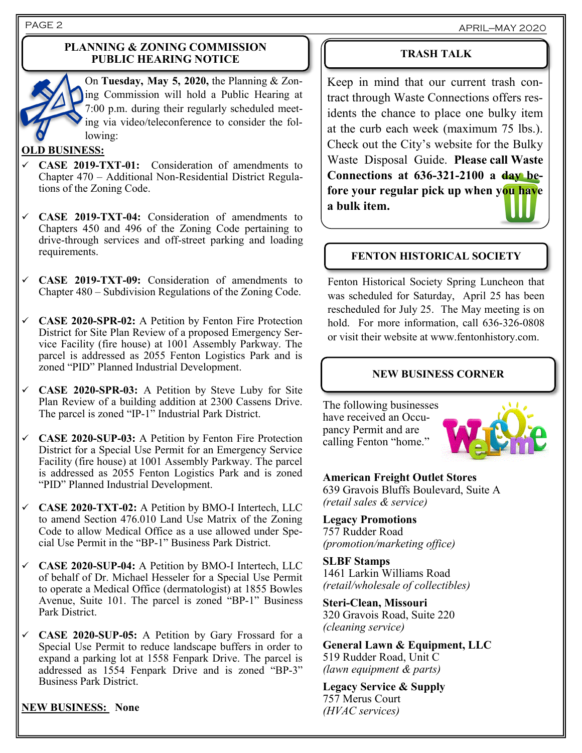## PLANNING & ZONING COMMISSION PUBLIC HEARING NOTICE

On **Tuesday, May 5, 2020,** the Planning & Zoning Commission will hold a Public Hearing at 7:00 p.m. during their regularly scheduled meeting via video/teleconference to consider the following:

**OLD BUSINESS:**

- ✓ **CASE 2019-TXT-01:** Consideration of amendments to Chapter 470 – Additional Non-Residential District Regulations of the Zoning Code.
- ✓ **CASE 2019-TXT-04:** Consideration of amendments to Chapters 450 and 496 of the Zoning Code pertaining to drive-through services and off-street parking and loading requirements.
- ✓ **CASE 2019-TXT-09:** Consideration of amendments to Chapter 480 – Subdivision Regulations of the Zoning Code.
- ✓ **CASE 2020-SPR-02:** A Petition by Fenton Fire Protection District for Site Plan Review of a proposed Emergency Service Facility (fire house) at 1001 Assembly Parkway. The parcel is addressed as 2055 Fenton Logistics Park and is zoned "PID" Planned Industrial Development.
- ✓ **CASE 2020-SPR-03:** A Petition by Steve Luby for Site Plan Review of a building addition at 2300 Cassens Drive. The parcel is zoned "IP-1" Industrial Park District.
- ✓ **CASE 2020-SUP-03:** A Petition by Fenton Fire Protection District for a Special Use Permit for an Emergency Service Facility (fire house) at 1001 Assembly Parkway. The parcel is addressed as 2055 Fenton Logistics Park and is zoned "PID" Planned Industrial Development.
- ✓ **CASE 2020-TXT-02:** A Petition by BMO-I Intertech, LLC to amend Section 476.010 Land Use Matrix of the Zoning Code to allow Medical Office as a use allowed under Special Use Permit in the "BP-1" Business Park District.
- ✓ **CASE 2020-SUP-04:** A Petition by BMO-I Intertech, LLC of behalf of Dr. Michael Hesseler for a Special Use Permit to operate a Medical Office (dermatologist) at 1855 Bowles Avenue, Suite 101. The parcel is zoned "BP-1" Business Park District.
- ✓ **CASE 2020-SUP-05:** A Petition by Gary Frossard for a Special Use Permit to reduce landscape buffers in order to expand a parking lot at 1558 Fenpark Drive. The parcel is addressed as 1554 Fenpark Drive and is zoned "BP-3" Business Park District.

**NEW BUSINESS: None**

## TRASH TALK

Keep in mind that our current trash contract through Waste Connections offers residents the chance to place one bulky item at the curb each week (maximum 75 lbs.). Check out the City's website for the Bulky Waste Disposal Guide. **Please call Waste Connections at 636-321-2100 a day before your regular pick up when you have a bulk item.**

## FENTON HISTORICAL SOCIETY

Fenton Historical Society Spring Luncheon that was scheduled for Saturday, April 25 has been rescheduled for July 25. The May meeting is on hold. For more information, call 636-326-0808 or visit their website at www.fentonhistory.com.

## NEW BUSINESS CORNER

The following businesses have received an Occupancy Permit and are calling Fenton "home."

**American Freight Outlet Stores**
639 Gravois Bluffs Boulevard, Suite A
*(retail sales & service)*

**Legacy Promotions**
757 Rudder Road
*(promotion/marketing office)*

**SLBF Stamps**
1461 Larkin Williams Road
*(retail/wholesale of collectibles)*

**Steri-Clean, Missouri**
320 Gravois Road, Suite 220
*(cleaning service)*

**General Lawn & Equipment, LLC**
519 Rudder Road, Unit C
*(lawn equipment & parts)*

**Legacy Service & Supply**
757 Merus Court
*(HVAC services)*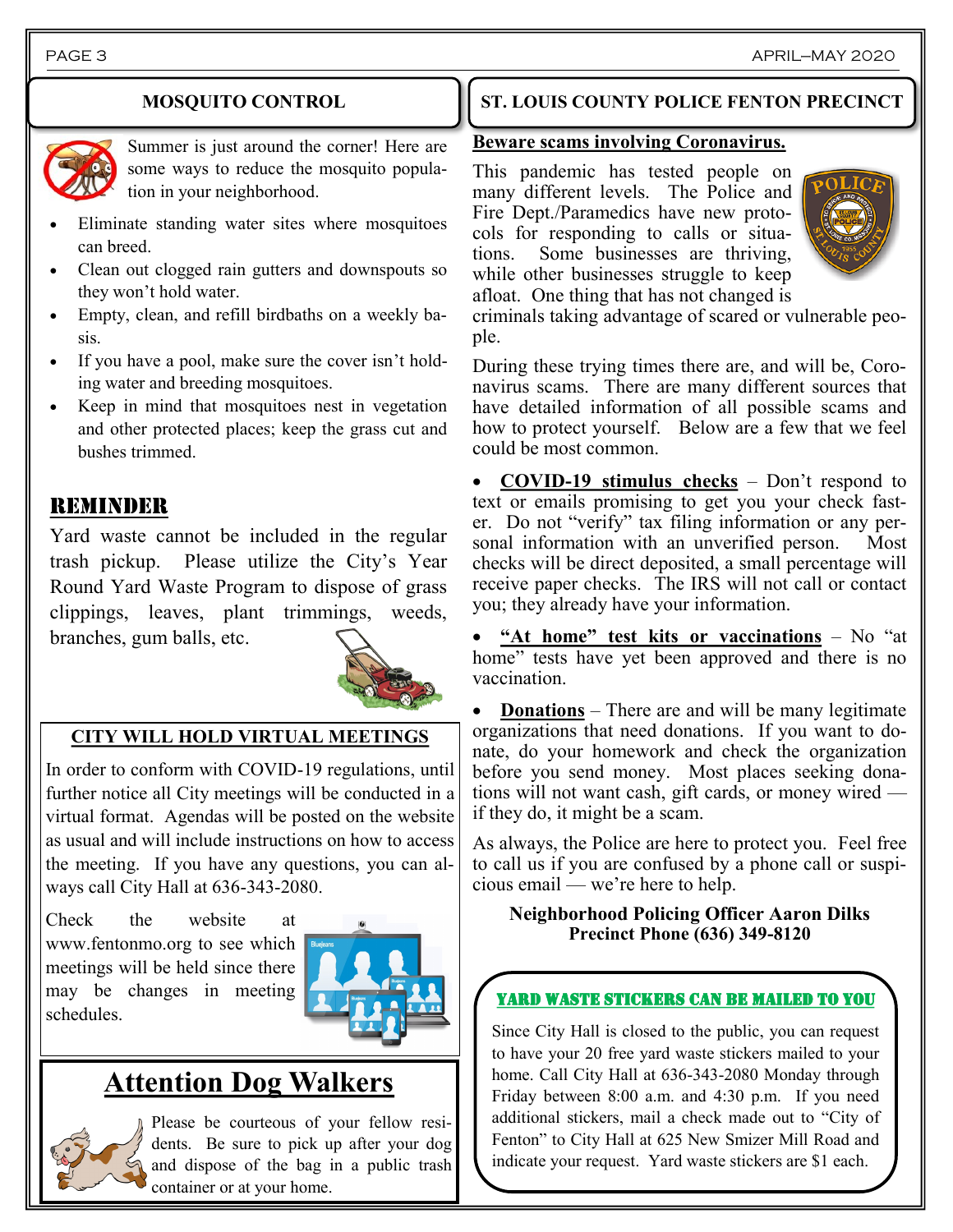## MOSQUITO CONTROL

Summer is just around the corner! Here are some ways to reduce the mosquito population in your neighborhood.

- Eliminate standing water sites where mosquitoes can breed.
- Clean out clogged rain gutters and downspouts so they won't hold water.
- Empty, clean, and refill birdbaths on a weekly basis.
- If you have a pool, make sure the cover isn't holding water and breeding mosquitoes.
- Keep in mind that mosquitoes nest in vegetation and other protected places; keep the grass cut and bushes trimmed.

## REMINDER

Yard waste cannot be included in the regular trash pickup. Please utilize the City's Year Round Yard Waste Program to dispose of grass clippings, leaves, plant trimmings, weeds, branches, gum balls, etc.

## CITY WILL HOLD VIRTUAL MEETINGS

In order to conform with COVID-19 regulations, until further notice all City meetings will be conducted in a virtual format. Agendas will be posted on the website as usual and will include instructions on how to access the meeting. If you have any questions, you can always call City Hall at 636-343-2080.

Check the website at www.fentonmo.org to see which meetings will be held since there may be changes in meeting schedules.

## Attention Dog Walkers

Please be courteous of your fellow residents. Be sure to pick up after your dog and dispose of the bag in a public trash container or at your home.

## ST. LOUIS COUNTY POLICE FENTON PRECINCT

**Beware scams involving Coronavirus.**

This pandemic has tested people on many different levels. The Police and Fire Dept./Paramedics have new protocols for responding to calls or situations. Some businesses are thriving, while other businesses struggle to keep afloat. One thing that has not changed is criminals taking advantage of scared or vulnerable people.

During these trying times there are, and will be, Coronavirus scams. There are many different sources that have detailed information of all possible scams and how to protect yourself. Below are a few that we feel could be most common.

- **COVID-19 stimulus checks** – Don't respond to text or emails promising to get you your check faster. Do not "verify" tax filing information or any personal information with an unverified person. Most checks will be direct deposited, a small percentage will receive paper checks. The IRS will not call or contact you; they already have your information.
- **"At home" test kits or vaccinations** – No "at home" tests have yet been approved and there is no vaccination.
- **Donations** – There are and will be many legitimate organizations that need donations. If you want to donate, do your homework and check the organization before you send money. Most places seeking donations will not want cash, gift cards, or money wired — if they do, it might be a scam.

As always, the Police are here to protect you. Feel free to call us if you are confused by a phone call or suspicious email — we're here to help.

**Neighborhood Policing Officer Aaron Dilks**
**Precinct Phone (636) 349-8120**

## YARD WASTE STICKERS CAN BE MAILED TO YOU

Since City Hall is closed to the public, you can request to have your 20 free yard waste stickers mailed to your home. Call City Hall at 636-343-2080 Monday through Friday between 8:00 a.m. and 4:30 p.m. If you need additional stickers, mail a check made out to "City of Fenton" to City Hall at 625 New Smizer Mill Road and indicate your request. Yard waste stickers are $1 each.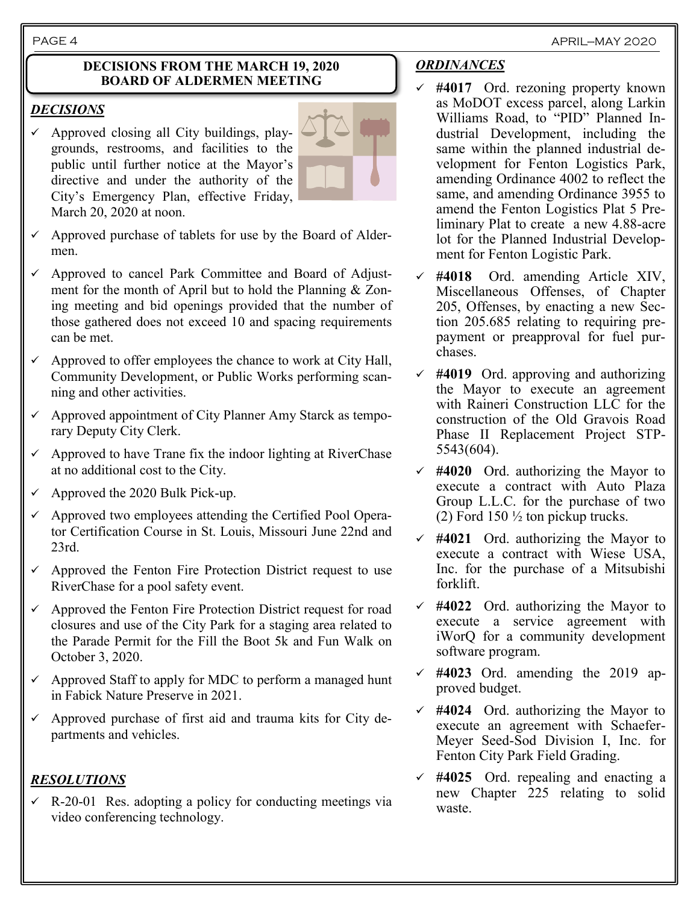## DECISIONS FROM THE MARCH 19, 2020 BOARD OF ALDERMEN MEETING

### *DECISIONS*

- ✓ Approved closing all City buildings, playgrounds, restrooms, and facilities to the public until further notice at the Mayor's directive and under the authority of the City's Emergency Plan, effective Friday, March 20, 2020 at noon.
- ✓ Approved purchase of tablets for use by the Board of Aldermen.
- ✓ Approved to cancel Park Committee and Board of Adjustment for the month of April but to hold the Planning & Zoning meeting and bid openings provided that the number of those gathered does not exceed 10 and spacing requirements can be met.
- ✓ Approved to offer employees the chance to work at City Hall, Community Development, or Public Works performing scanning and other activities.
- ✓ Approved appointment of City Planner Amy Starck as temporary Deputy City Clerk.
- ✓ Approved to have Trane fix the indoor lighting at RiverChase at no additional cost to the City.
- ✓ Approved the 2020 Bulk Pick-up.
- ✓ Approved two employees attending the Certified Pool Operator Certification Course in St. Louis, Missouri June 22nd and 23rd.
- ✓ Approved the Fenton Fire Protection District request to use RiverChase for a pool safety event.
- ✓ Approved the Fenton Fire Protection District request for road closures and use of the City Park for a staging area related to the Parade Permit for the Fill the Boot 5k and Fun Walk on October 3, 2020.
- ✓ Approved Staff to apply for MDC to perform a managed hunt in Fabick Nature Preserve in 2021.
- ✓ Approved purchase of first aid and trauma kits for City departments and vehicles.

### *RESOLUTIONS*

- ✓ R-20-01 Res. adopting a policy for conducting meetings via video conferencing technology.

### *ORDINANCES*

- ✓ **#4017** Ord. rezoning property known as MoDOT excess parcel, along Larkin Williams Road, to "PID" Planned Industrial Development, including the same within the planned industrial development for Fenton Logistics Park, amending Ordinance 4002 to reflect the same, and amending Ordinance 3955 to amend the Fenton Logistics Plat 5 Preliminary Plat to create a new 4.88-acre lot for the Planned Industrial Development for Fenton Logistic Park.
- ✓ **#4018** Ord. amending Article XIV, Miscellaneous Offenses, of Chapter 205, Offenses, by enacting a new Section 205.685 relating to requiring prepayment or preapproval for fuel purchases.
- ✓ **#4019** Ord. approving and authorizing the Mayor to execute an agreement with Raineri Construction LLC for the construction of the Old Gravois Road Phase II Replacement Project STP-5543(604).
- ✓ **#4020** Ord. authorizing the Mayor to execute a contract with Auto Plaza Group L.L.C. for the purchase of two (2) Ford 150 ½ ton pickup trucks.
- ✓ **#4021** Ord. authorizing the Mayor to execute a contract with Wiese USA, Inc. for the purchase of a Mitsubishi forklift.
- ✓ **#4022** Ord. authorizing the Mayor to execute a service agreement with iWorQ for a community development software program.
- ✓ **#4023** Ord. amending the 2019 approved budget.
- ✓ **#4024** Ord. authorizing the Mayor to execute an agreement with Schaefer-Meyer Seed-Sod Division I, Inc. for Fenton City Park Field Grading.
- ✓ **#4025** Ord. repealing and enacting a new Chapter 225 relating to solid waste.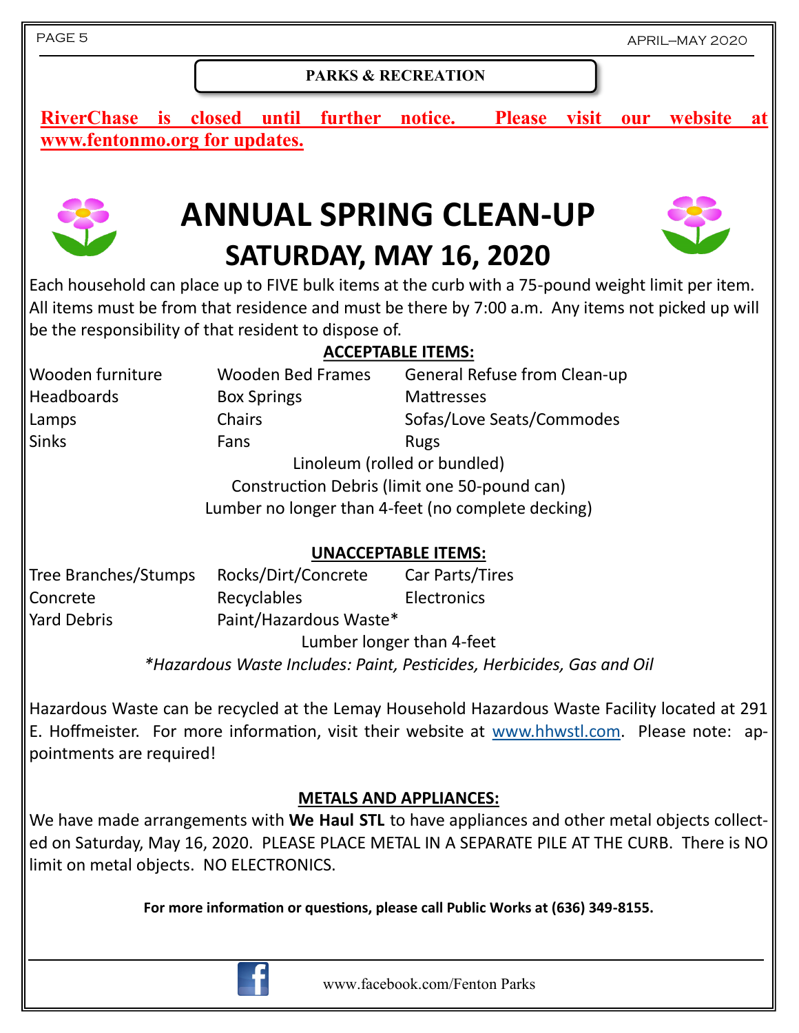## PARKS & RECREATION

**RiverChase is closed until further notice. Please visit our website at www.fentonmo.org for updates.**

# ANNUAL SPRING CLEAN-UP

## SATURDAY, MAY 16, 2020

Each household can place up to FIVE bulk items at the curb with a 75-pound weight limit per item. All items must be from that residence and must be there by 7:00 a.m. Any items not picked up will be the responsibility of that resident to dispose of.

**ACCEPTABLE ITEMS:**

| | | |
|---|---|---|
| Wooden furniture | Wooden Bed Frames | General Refuse from Clean-up |
| Headboards | Box Springs | Mattresses |
| Lamps | Chairs | Sofas/Love Seats/Commodes |
| Sinks | Fans | Rugs |

Linoleum (rolled or bundled)

Construction Debris (limit one 50-pound can)

Lumber no longer than 4-feet (no complete decking)

**UNACCEPTABLE ITEMS:**

| | | |
|---|---|---|
| Tree Branches/Stumps | Rocks/Dirt/Concrete | Car Parts/Tires |
| Concrete | Recyclables | Electronics |
| Yard Debris | Paint/Hazardous Waste* | |

Lumber longer than 4-feet

*\*Hazardous Waste Includes: Paint, Pesticides, Herbicides, Gas and Oil*

Hazardous Waste can be recycled at the Lemay Household Hazardous Waste Facility located at 291 E. Hoffmeister. For more information, visit their website at www.hhwstl.com. Please note: appointments are required!

**METALS AND APPLIANCES:**

We have made arrangements with **We Haul STL** to have appliances and other metal objects collected on Saturday, May 16, 2020. PLEASE PLACE METAL IN A SEPARATE PILE AT THE CURB. There is NO limit on metal objects. NO ELECTRONICS.

**For more information or questions, please call Public Works at (636) 349-8155.**

www.facebook.com/Fenton Parks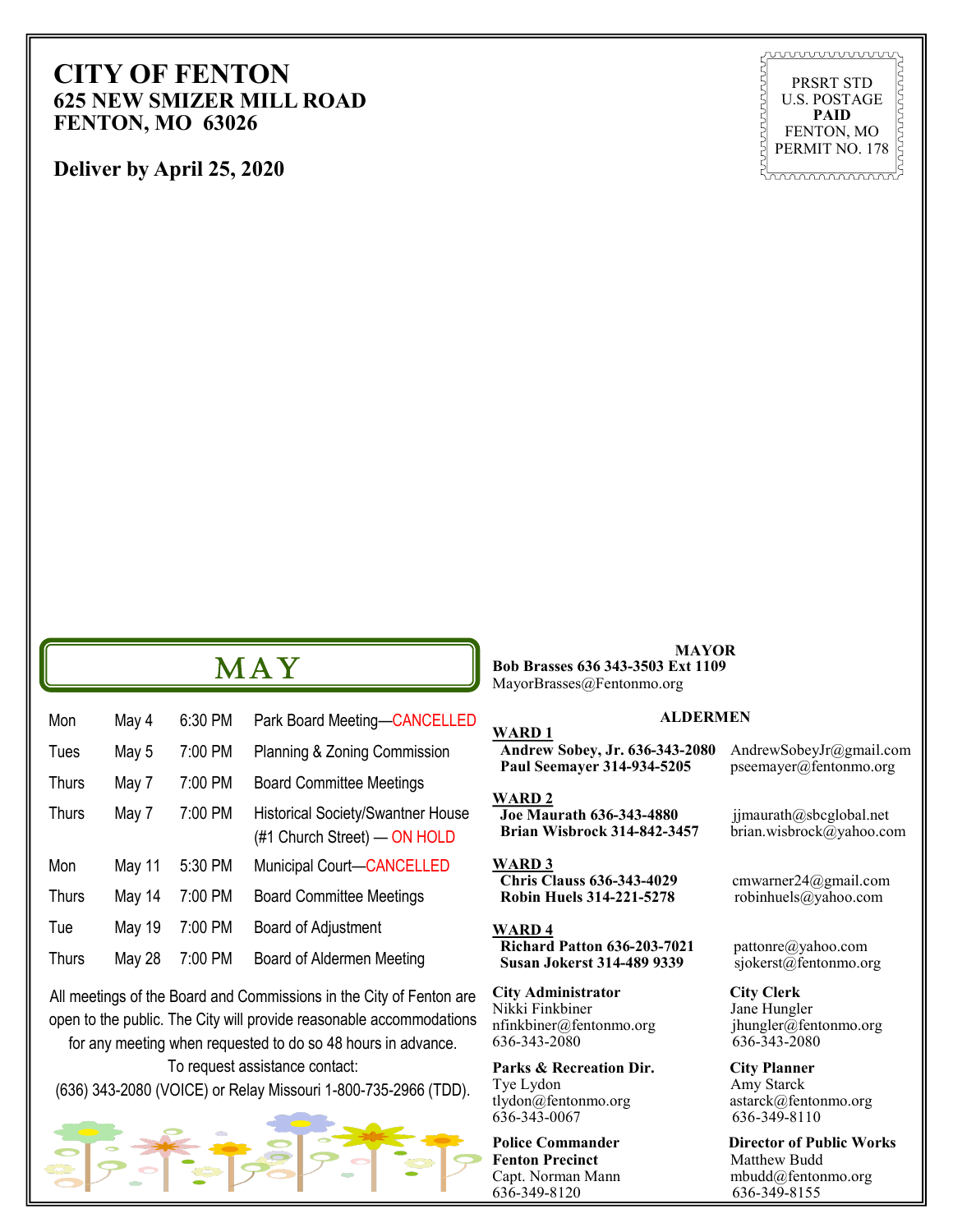# CITY OF FENTON

**625 NEW SMIZER MILL ROAD**
**FENTON, MO 63026**

**Deliver by April 25, 2020**

PRSRT STD
U.S. POSTAGE
**PAID**
FENTON, MO
PERMIT NO. 178

## MAY

| | | | |
|---|---|---|---|
| Mon | May 4 | 6:30 PM | Park Board Meeting—CANCELLED |
| Tues | May 5 | 7:00 PM | Planning & Zoning Commission |
| Thurs | May 7 | 7:00 PM | Board Committee Meetings |
| Thurs | May 7 | 7:00 PM | Historical Society/Swantner House (#1 Church Street) — ON HOLD |
| Mon | May 11 | 5:30 PM | Municipal Court—CANCELLED |
| Thurs | May 14 | 7:00 PM | Board Committee Meetings |
| Tue | May 19 | 7:00 PM | Board of Adjustment |
| Thurs | May 28 | 7:00 PM | Board of Aldermen Meeting |

All meetings of the Board and Commissions in the City of Fenton are open to the public. The City will provide reasonable accommodations for any meeting when requested to do so 48 hours in advance.
To request assistance contact:
(636) 343-2080 (VOICE) or Relay Missouri 1-800-735-2966 (TDD).

**MAYOR**
**Bob Brasses 636 343-3503 Ext 1109**
MayorBrasses@Fentonmo.org

**ALDERMEN**

**WARD 1**
**Andrew Sobey, Jr. 636-343-2080** AndrewSobeyJr@gmail.com
**Paul Seemayer 314-934-5205** pseemayer@fentonmo.org

**WARD 2**
**Joe Maurath 636-343-4880** jjmaurath@sbcglobal.net
**Brian Wisbrock 314-842-3457** brian.wisbrock@yahoo.com

**WARD 3**
**Chris Clauss 636-343-4029** cmwarner24@gmail.com
**Robin Huels 314-221-5278** robinhuels@yahoo.com

**WARD 4**
**Richard Patton 636-203-7021** pattonre@yahoo.com
**Susan Jokerst 314-489 9339** sjokerst@fentonmo.org

**City Administrator**
Nikki Finkbiner
nfinkbiner@fentonmo.org
636-343-2080

**City Clerk**
Jane Hungler
jhungler@fentonmo.org
636-343-2080

**Parks & Recreation Dir.**
Tye Lydon
tlydon@fentonmo.org
636-343-0067

**City Planner**
Amy Starck
astarck@fentonmo.org
636-349-8110

**Police Commander**
**Fenton Precinct**
Capt. Norman Mann
636-349-8120

**Director of Public Works**
Matthew Budd
mbudd@fentonmo.org
636-349-8155